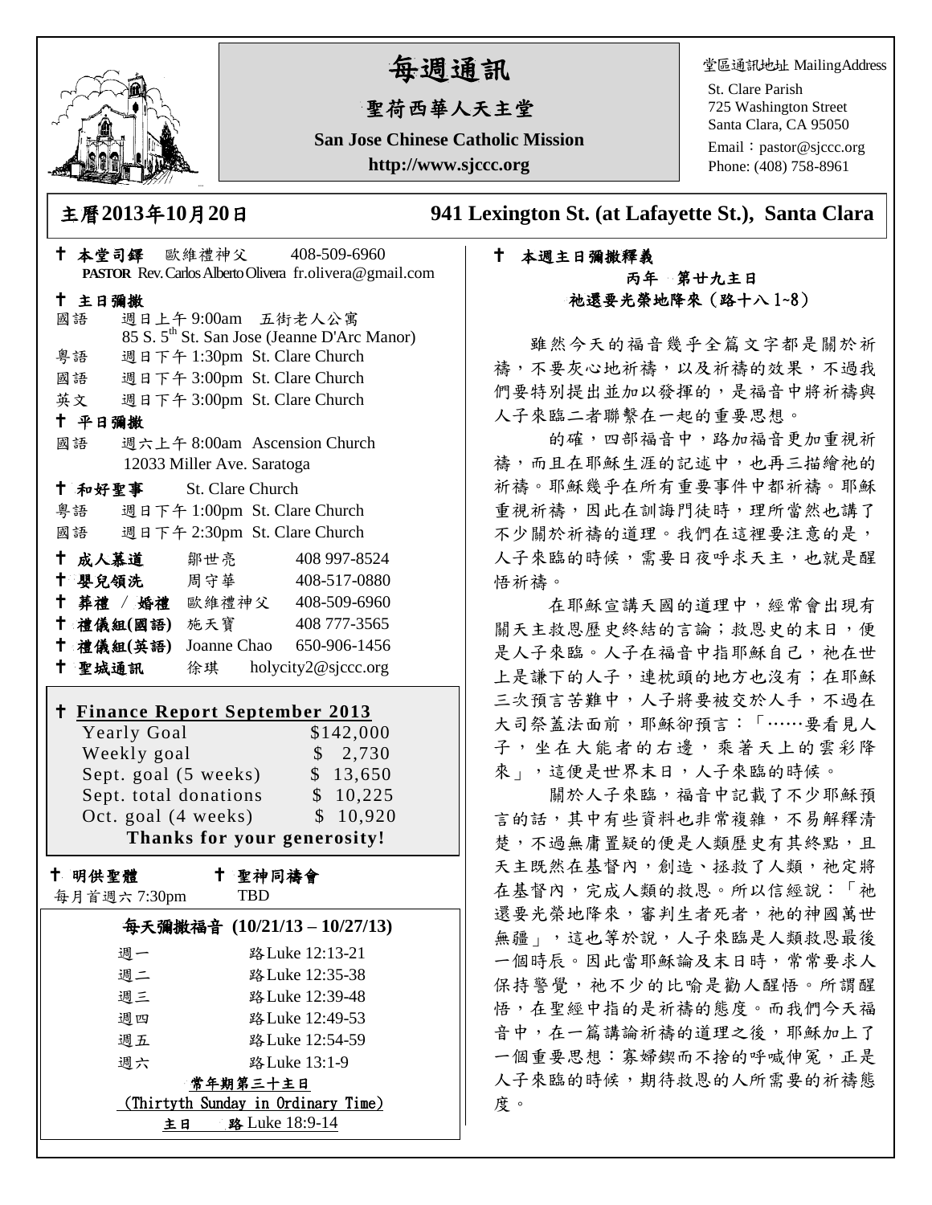# 每週通訊

## 聖荷西華人天主堂

**San Jose Chinese Catholic Mission**

**http://www.sjccc.org**

堂區通訊地址 MailingAddress

St. Clare Parish
725 Washington Street
Santa Clara, CA 95050
Email：pastor@sjccc.org
Phone: (408) 758-8961

## 主曆2013年10月20日 941 Lexington St. (at Lafayette St.), Santa Clara

✝ **本堂司鐸** 歐維禮神父 408-509-6960
**PASTOR** Rev. Carlos Alberto Olivera fr.olivera@gmail.com

✝ **主日彌撒**

國語 週日上午 9:00am 五街老人公寓
85 S. 5th St. San Jose (Jeanne D'Arc Manor)

粵語 週日下午 1:30pm St. Clare Church

國語 週日下午 3:00pm St. Clare Church

英文 週日下午 3:00pm St. Clare Church

✝ **平日彌撒**

國語 週六上午 8:00am Ascension Church
12033 Miller Ave. Saratoga

✝ **和好聖事** St. Clare Church

粵語 週日下午 1:00pm St. Clare Church

國語 週日下午 2:30pm St. Clare Church

| | | |
|---|---|---|
| ✝ **成人慕道** | 鄒世亮 | 408 997-8524 |
| ✝ **嬰兒領洗** | 周守華 | 408-517-0880 |
| ✝ **葬禮 / 婚禮** | 歐維禮神父 | 408-509-6960 |
| ✝ **禮儀組(國語)** | 施天寶 | 408 777-3565 |
| ✝ **禮儀組(英語)** | Joanne Chao | 650-906-1456 |
| ✝ **聖城通訊** | 徐琪 | holycity2@sjccc.org |

✝ **Finance Report September 2013**

| | |
|---|---|
| Yearly Goal | $142,000 |
| Weekly goal | $ 2,730 |
| Sept. goal (5 weeks) | $ 13,650 |
| Sept. total donations | $ 10,225 |
| Oct. goal (4 weeks) | $ 10,920 |

**Thanks for your generosity!**

✝ **明供聖體** 每月首週六 7:30pm

✝ **聖神同禱會** TBD

### 每天彌撒福音 (10/21/13 – 10/27/13)

| | |
|---|---|
| 週一 | 路Luke 12:13-21 |
| 週二 | 路Luke 12:35-38 |
| 週三 | 路Luke 12:39-48 |
| 週四 | 路Luke 12:49-53 |
| 週五 | 路Luke 12:54-59 |
| 週六 | 路Luke 13:1-9 |

**常年期第三十主日**
(Thirtyth Sunday in Ordinary Time)
**主日 路** Luke 18:9-14

✝ **本週主日彌撒釋義**

**丙年 第廿九主日**
**祂還要光榮地降來（路十八 1~8）**

雖然今天的福音幾乎全篇文字都是關於祈禱，不要灰心地祈禱，以及祈禱的效果，不過我們要特別提出並加以發揮的，是福音中將祈禱與人子來臨二者聯繫在一起的重要思想。

的確，四部福音中，路加福音更加重視祈禱，而且在耶穌生涯的記述中，也再三描繪祂的祈禱。耶穌幾乎在所有重要事件中都祈禱。耶穌重視祈禱，因此在訓誨門徒時，理所當然也講了不少關於祈禱的道理。我們在這裡要注意的是，人子來臨的時候，需要日夜呼求天主，也就是醒悟祈禱。

在耶穌宣講天國的道理中，經常會出現有關天主救恩歷史終結的言論；救恩史的末日，便是人子來臨。人子在福音中指耶穌自己，祂在世上是謙下的人子，連枕頭的地方也沒有；在耶穌三次預言苦難中，人子將要被交於人手，不過在大司祭蓋法面前，耶穌卻預言：「……要看見人子，坐在大能者的右邊，乘著天上的雲彩降來」，這便是世界末日，人子來臨的時候。

關於人子來臨，福音中記載了不少耶穌預言的話，其中有些資料也非常複雜，不易解釋清楚，不過無庸置疑的便是人類歷史有其終點，且天主既然在基督內，創造、拯救了人類，祂定將在基督內，完成人類的救恩。所以信經說：「祂還要光榮地降來，審判生者死者，祂的神國萬世無疆」，這也等於說，人子來臨是人類救恩最後一個時辰。因此當耶穌論及末日時，常常要求人保持警覺，祂不少的比喻是勸人醒悟。所謂醒悟，在聖經中指的是祈禱的態度。而我們今天福音中，在一篇講論祈禱的道理之後，耶穌加上了一個重要思想：寡婦鍥而不捨的呼喊伸冤，正是人子來臨的時候，期待救恩的人所需要的祈禱態度。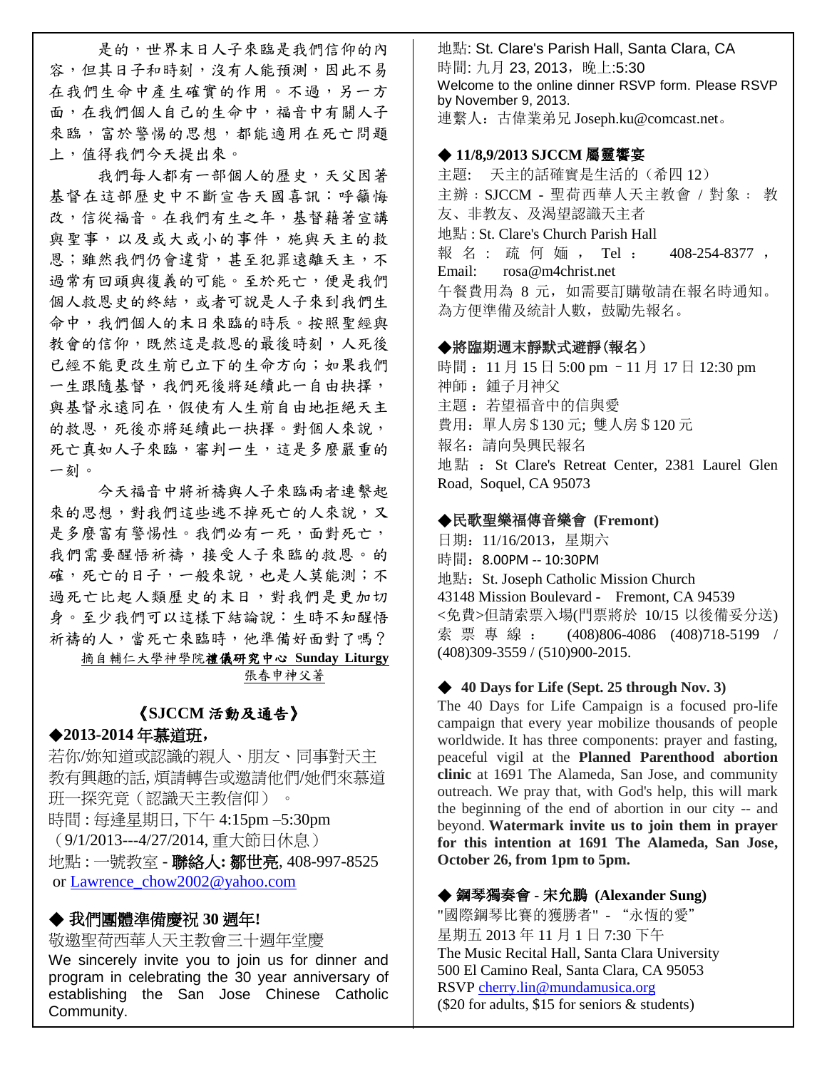是的，世界末日人子來臨是我們信仰的內容，但其日子和時刻，沒有人能預測，因此不易在我們生命中產生確實的作用。不過，另一方面，在我們個人自己的生命中，福音中有關人子來臨，富於警惕的思想，都能適用在死亡問題上，值得我們今天提出來。

我們每人都有一部個人的歷史，天父因著基督在這部歷史中不斷宣告天國喜訊：呼籲悔改，信從福音。在我們有生之年，基督藉著宣講與聖事，以及或大或小的事件，施與天主的救恩；雖然我們仍會違背，甚至犯罪遠離天主，不過常有回頭與復義的可能。至於死亡，便是我們個人救恩史的終結，或者可說是人子來到我們生命中，我們個人的末日來臨的時辰。按照聖經與教會的信仰，既然這是救恩的最後時刻，人死後已經不能更改生前已立下的生命方向；如果我們一生跟隨基督，我們死後將延續此一自由抉擇，與基督永遠同在，假使有人生前自由地拒絕天主的救恩，死後亦將延續此一抉擇。對個人來說，死亡真如人子來臨，審判一生，這是多麼嚴重的一刻。

今天福音中將祈禱與人子來臨兩者連繫起來的思想，對我們這些逃不掉死亡的人來說，又是多麼富有警惕性。我們必有一死，面對死亡，我們需要醒悟祈禱，接受人子來臨的救恩。的確，死亡的日子，一般來說，也是人莫能測；不過死亡比起人類歷史的末日，對我們是更加切身。至少我們可以這樣下結論說：生時不知醒悟祈禱的人，當死亡來臨時，他準備好面對了嗎？

摘自輔仁大學神學院**禮儀研究中心 Sunday Liturgy**
張春申神父著

## 《SJCCM 活動及通告》

**◆2013-2014 年慕道班，**

若你/妳知道或認識的親人、朋友、同事對天主教有興趣的話, 煩請轉告或邀請他們/她們來慕道班一探究竟（認識天主教信仰）。
時間 : 每逢星期日, 下午 4:15pm –5:30pm
（9/1/2013---4/27/2014, 重大節日休息）
地點 : 一號教室 - **聯絡人: 鄒世亮**, 408-997-8525 or Lawrence_chow2002@yahoo.com

**◆ 我們團體準備慶祝 30 週年!**

敬邀聖荷西華人天主教會三十週年堂慶
We sincerely invite you to join us for dinner and program in celebrating the 30 year anniversary of establishing the San Jose Chinese Catholic Community.
地點: St. Clare's Parish Hall, Santa Clara, CA
時間: 九月 23, 2013，晚上:5:30
Welcome to the online dinner RSVP form. Please RSVP by November 9, 2013.
連繫人：古偉業弟兄 Joseph.ku@comcast.net。

**◆ 11/8,9/2013 SJCCM 屬靈饗宴**

主題: 天主的話確實是生活的（希四 12）
主辦：SJCCM - 聖荷西華人天主教會 / 對象： 教友、非教友、及渴望認識天主者
地點 : St. Clare's Church Parish Hall
報名 : 疏何婳， Tel : 408-254-8377， Email: rosa@m4christ.net
午餐費用為 8 元，如需要訂購敬請在報名時通知。為方便準備及統計人數，鼓勵先報名。

**◆將臨期週末靜默式避靜(報名)**

時間：11 月 15 日 5:00 pm – 11 月 17 日 12:30 pm
神師：鍾子月神父
主題：若望福音中的信與愛
費用：單人房＄130 元; 雙人房＄120 元
報名：請向吳興民報名
地點 ：St Clare's Retreat Center, 2381 Laurel Glen Road, Soquel, CA 95073

**◆民歌聖樂福傳音樂會 (Fremont)**

日期：11/16/2013，星期六
時間：8.00PM -- 10:30PM
地點：St. Joseph Catholic Mission Church
43148 Mission Boulevard - Fremont, CA 94539
<免費>但請索票入場(門票將於 10/15 以後備妥分送)
索票專線： (408)806-4086 (408)718-5199 / (408)309-3559 / (510)900-2015.

**◆ 40 Days for Life (Sept. 25 through Nov. 3)**

The 40 Days for Life Campaign is a focused pro-life campaign that every year mobilize thousands of people worldwide. It has three components: prayer and fasting, peaceful vigil at the **Planned Parenthood abortion clinic** at 1691 The Alameda, San Jose, and community outreach. We pray that, with God's help, this will mark the beginning of the end of abortion in our city -- and beyond. **Watermark invite us to join them in prayer for this intention at 1691 The Alameda, San Jose, October 26, from 1pm to 5pm.**

**◆ 鋼琴獨奏會 - 宋允鵬 (Alexander Sung)**

"國際鋼琴比賽的獲勝者" - “永恆的愛”
星期五 2013 年 11 月 1 日 7:30 下午
The Music Recital Hall, Santa Clara University
500 El Camino Real, Santa Clara, CA 95053
RSVP cherry.lin@mundamusica.org
($20 for adults, $15 for seniors & students)